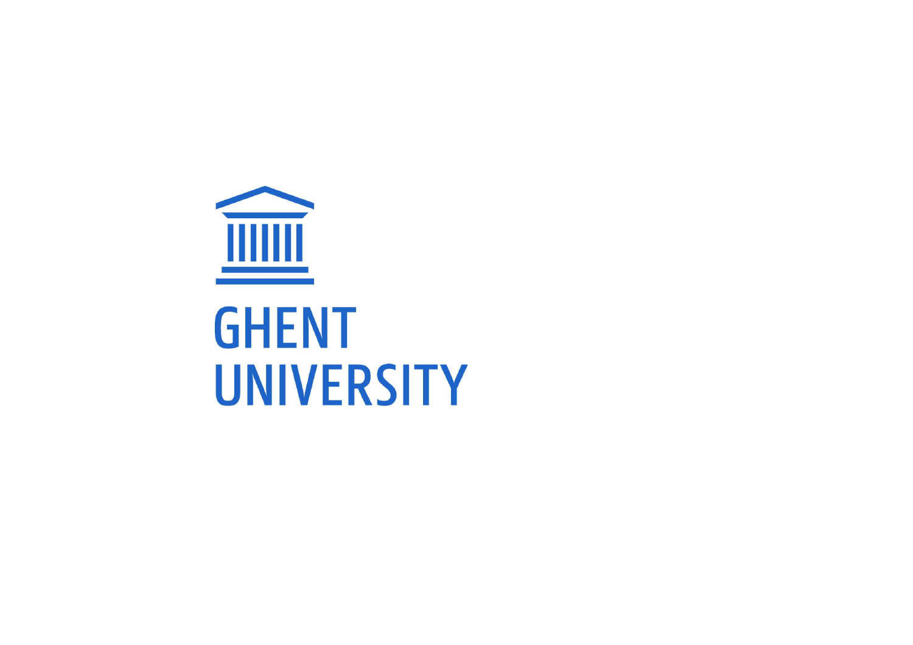GHENT UNIVERSITY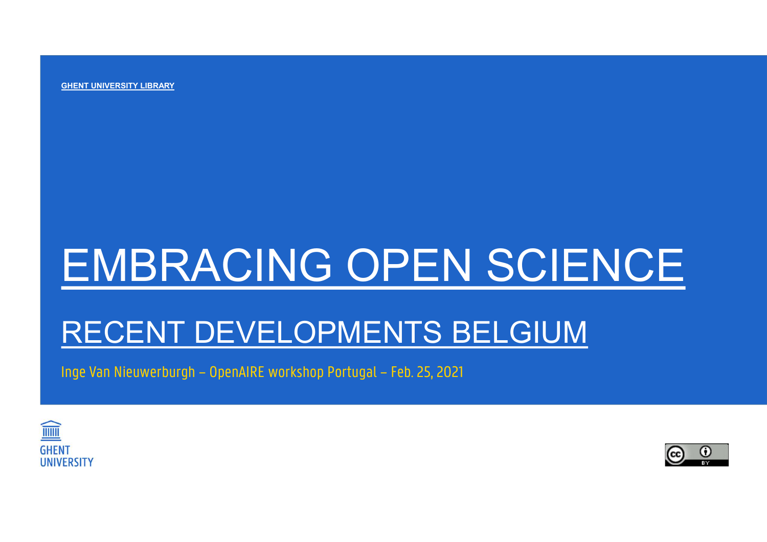GHENT UNIVERSITY LIBRARY

# EMBRACING OPEN SCIENCE

## RECENT DEVELOPMENTS BELGIUM

Inge Van Nieuwerburgh – OpenAIRE workshop Portugal – Feb. 25, 2021

GHENT UNIVERSITY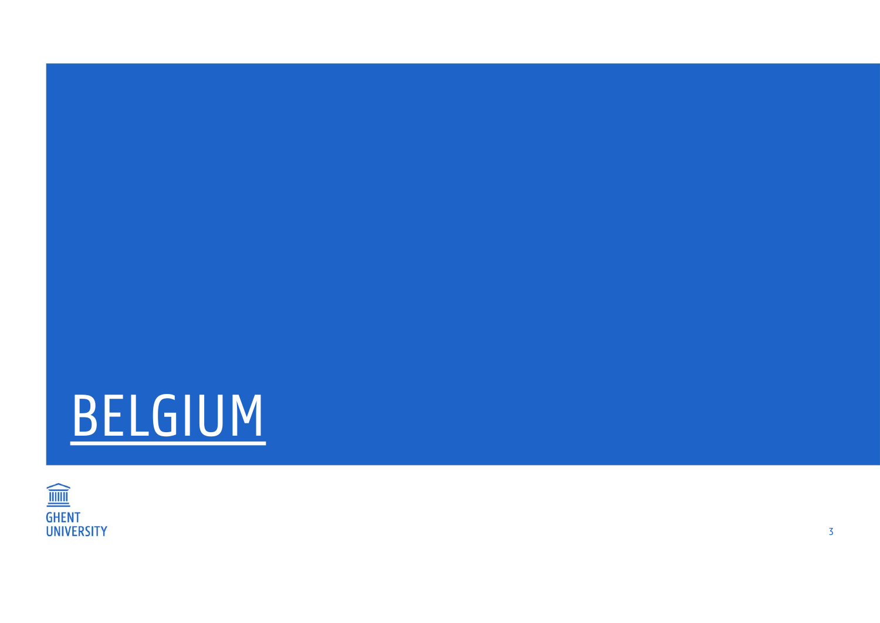# BELGIUM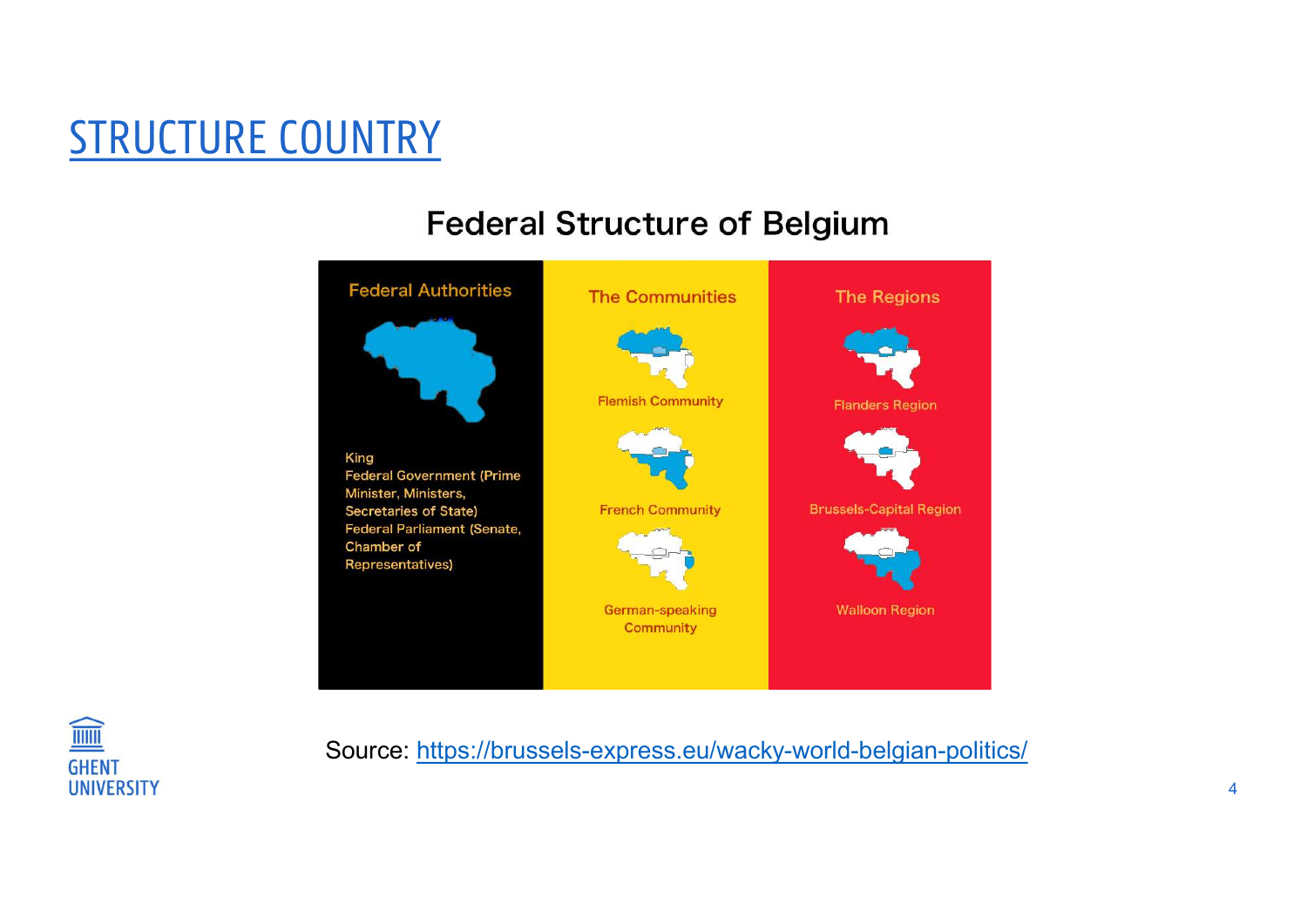# STRUCTURE COUNTRY

## Federal Structure of Belgium

| Federal Authorities | The Communities | The Regions |
|---|---|---|
| King<br>Federal Government (Prime Minister, Ministers, Secretaries of State)<br>Federal Parliament (Senate, Chamber of Representatives) | Flemish Community<br>French Community<br>German-speaking Community | Flanders Region<br>Brussels-Capital Region<br>Walloon Region |

Source: https://brussels-express.eu/wacky-world-belgian-politics/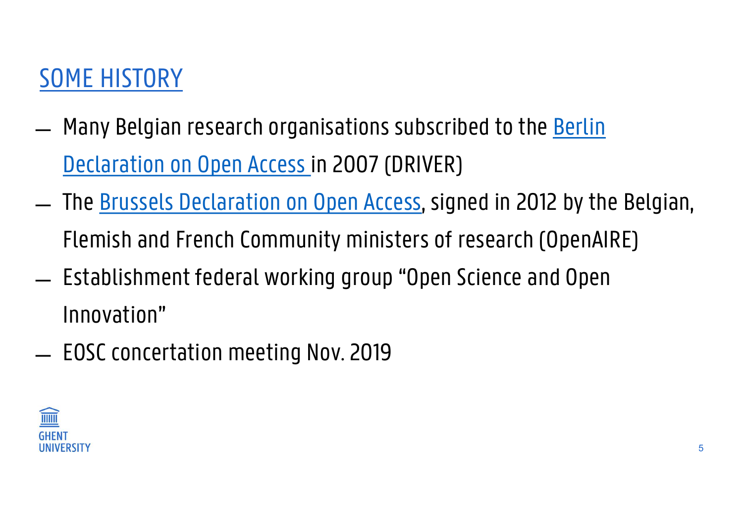## SOME HISTORY

- Many Belgian research organisations subscribed to the Berlin Declaration on Open Access in 2007 (DRIVER)
- The Brussels Declaration on Open Access, signed in 2012 by the Belgian, Flemish and French Community ministers of research (OpenAIRE)
- Establishment federal working group "Open Science and Open Innovation"
- EOSC concertation meeting Nov. 2019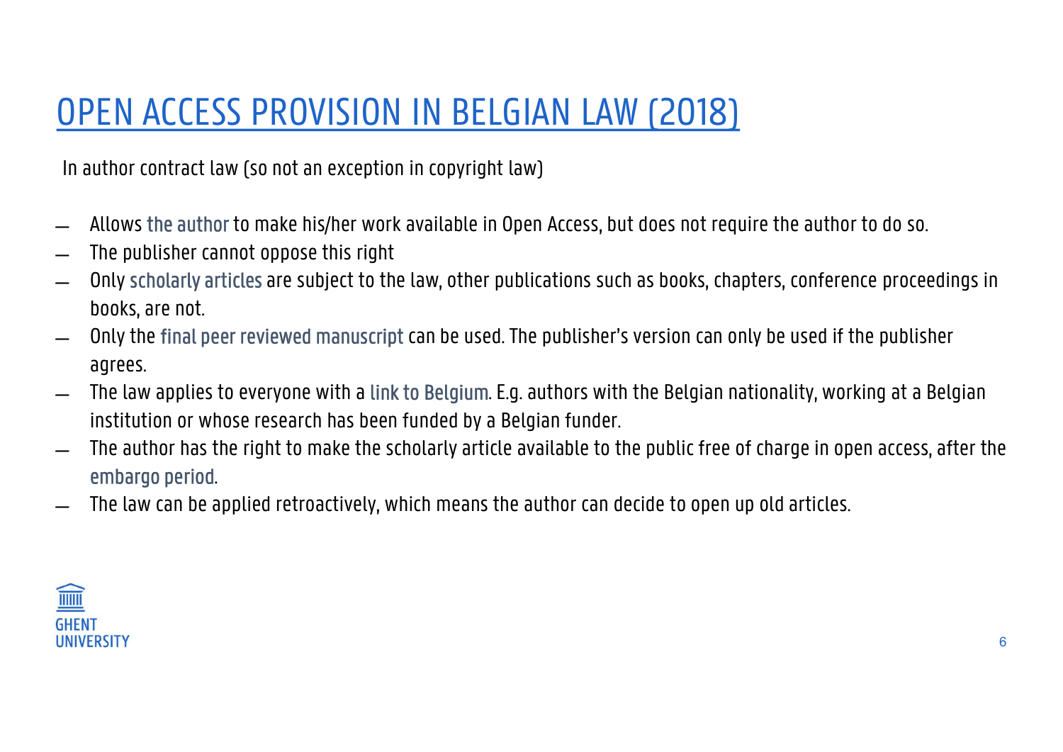# OPEN ACCESS PROVISION IN BELGIAN LAW (2018)

In author contract law (so not an exception in copyright law)

- Allows the author to make his/her work available in Open Access, but does not require the author to do so.
- The publisher cannot oppose this right
- Only scholarly articles are subject to the law, other publications such as books, chapters, conference proceedings in books, are not.
- Only the final peer reviewed manuscript can be used. The publisher's version can only be used if the publisher agrees.
- The law applies to everyone with a link to Belgium. E.g. authors with the Belgian nationality, working at a Belgian institution or whose research has been funded by a Belgian funder.
- The author has the right to make the scholarly article available to the public free of charge in open access, after the embargo period.
- The law can be applied retroactively, which means the author can decide to open up old articles.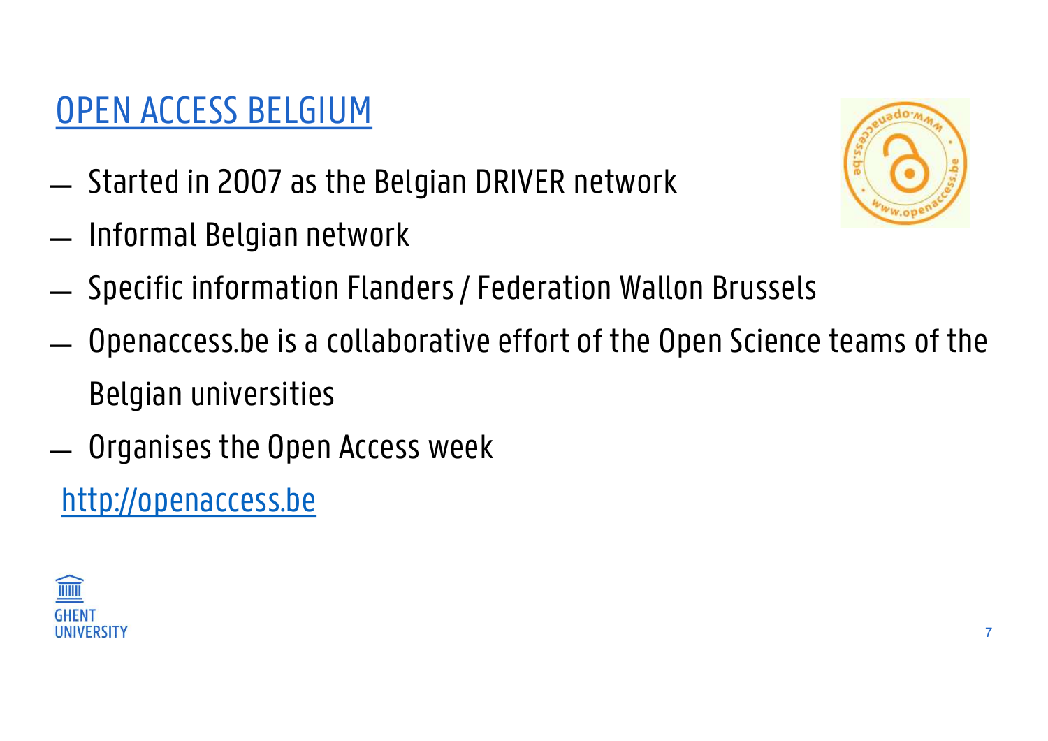# OPEN ACCESS BELGIUM

- Started in 2007 as the Belgian DRIVER network
- Informal Belgian network
- Specific information Flanders / Federation Wallon Brussels
- Openaccess.be is a collaborative effort of the Open Science teams of the Belgian universities
- Organises the Open Access week

http://openaccess.be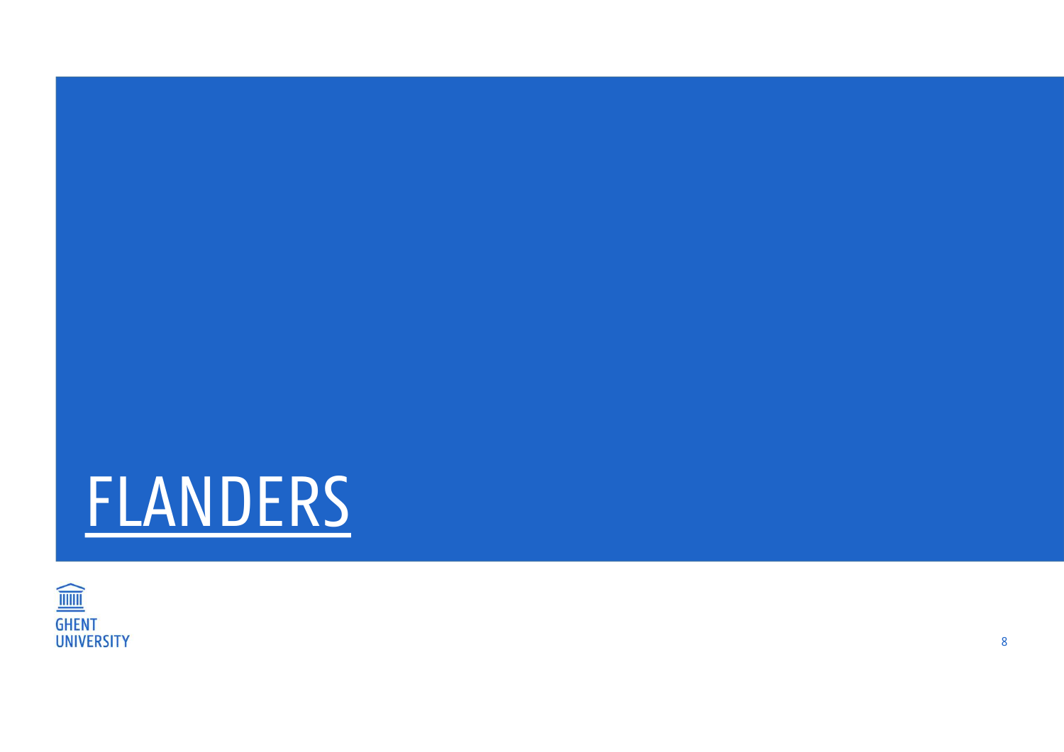# FLANDERS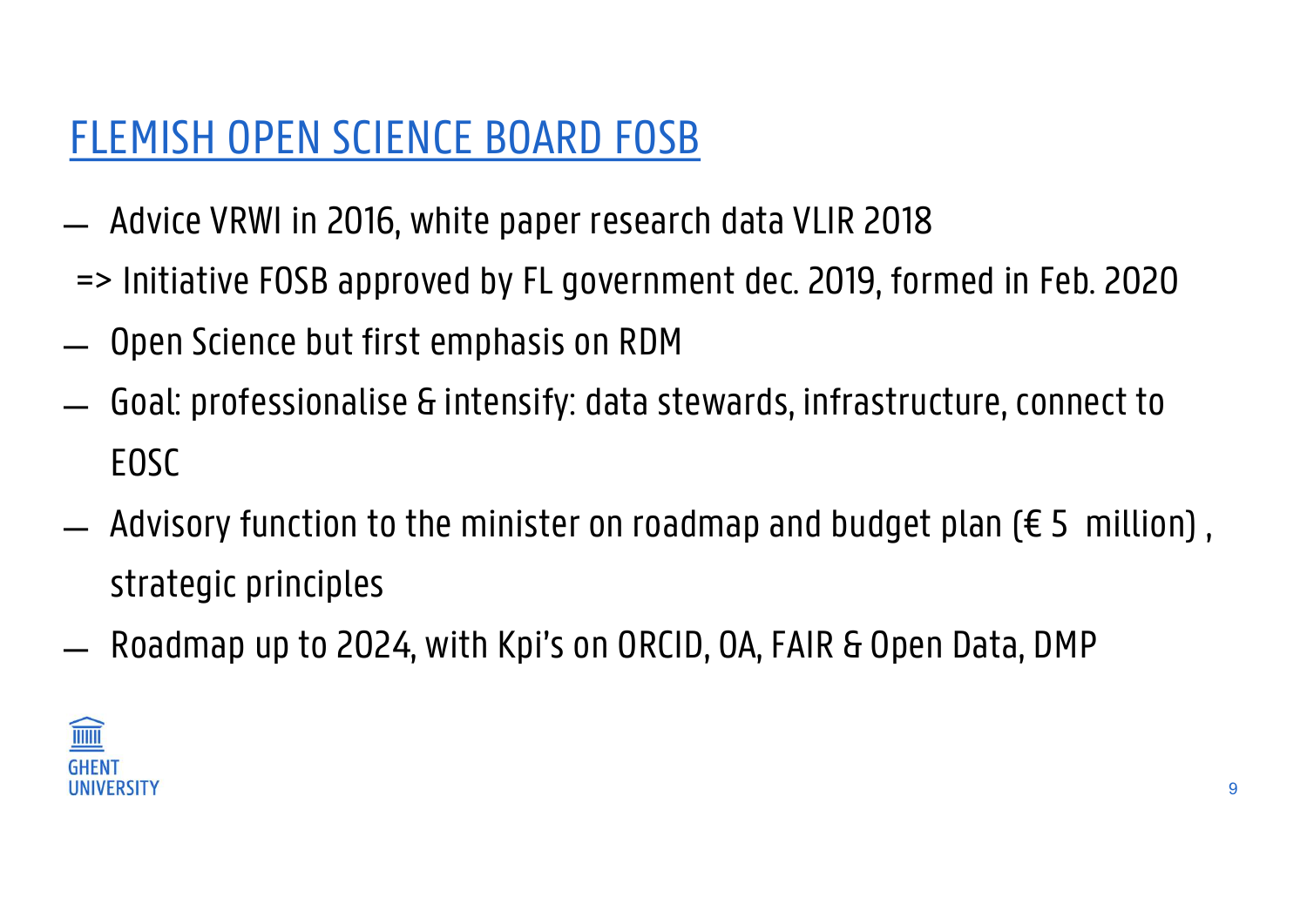# FLEMISH OPEN SCIENCE BOARD FOSB

- Advice VRWI in 2016, white paper research data VLIR 2018

  => Initiative FOSB approved by FL government dec. 2019, formed in Feb. 2020
- Open Science but first emphasis on RDM
- Goal: professionalise & intensify: data stewards, infrastructure, connect to EOSC
- Advisory function to the minister on roadmap and budget plan (€ 5 million) , strategic principles
- Roadmap up to 2024, with Kpi's on ORCID, OA, FAIR & Open Data, DMP

GHENT UNIVERSITY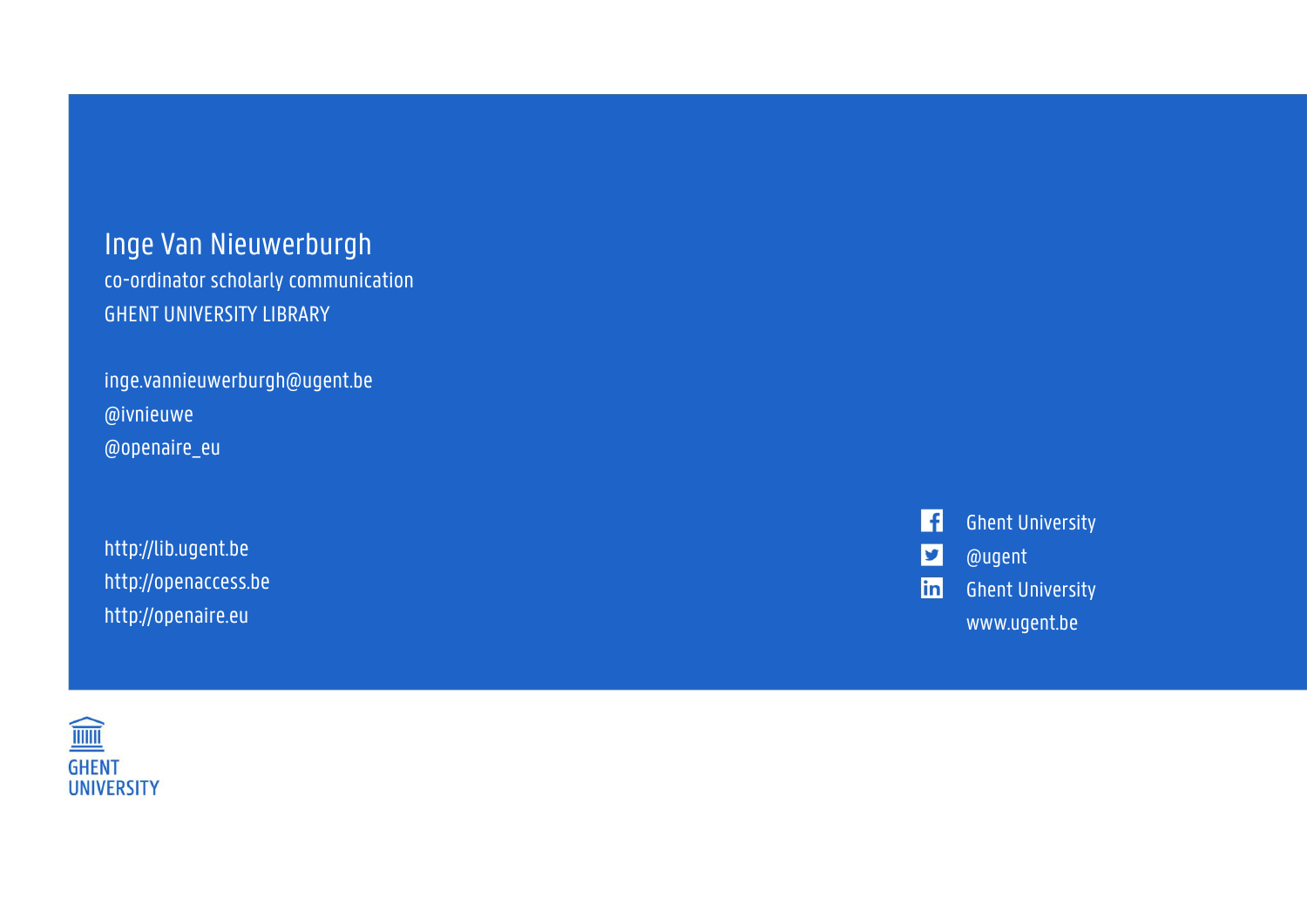Inge Van Nieuwerburgh
co-ordinator scholarly communication
GHENT UNIVERSITY LIBRARY

inge.vannieuwerburgh@ugent.be
@ivnieuwe
@openaire_eu

http://lib.ugent.be
http://openaccess.be
http://openaire.eu

Ghent University
@ugent
Ghent University
www.ugent.be

GHENT
UNIVERSITY